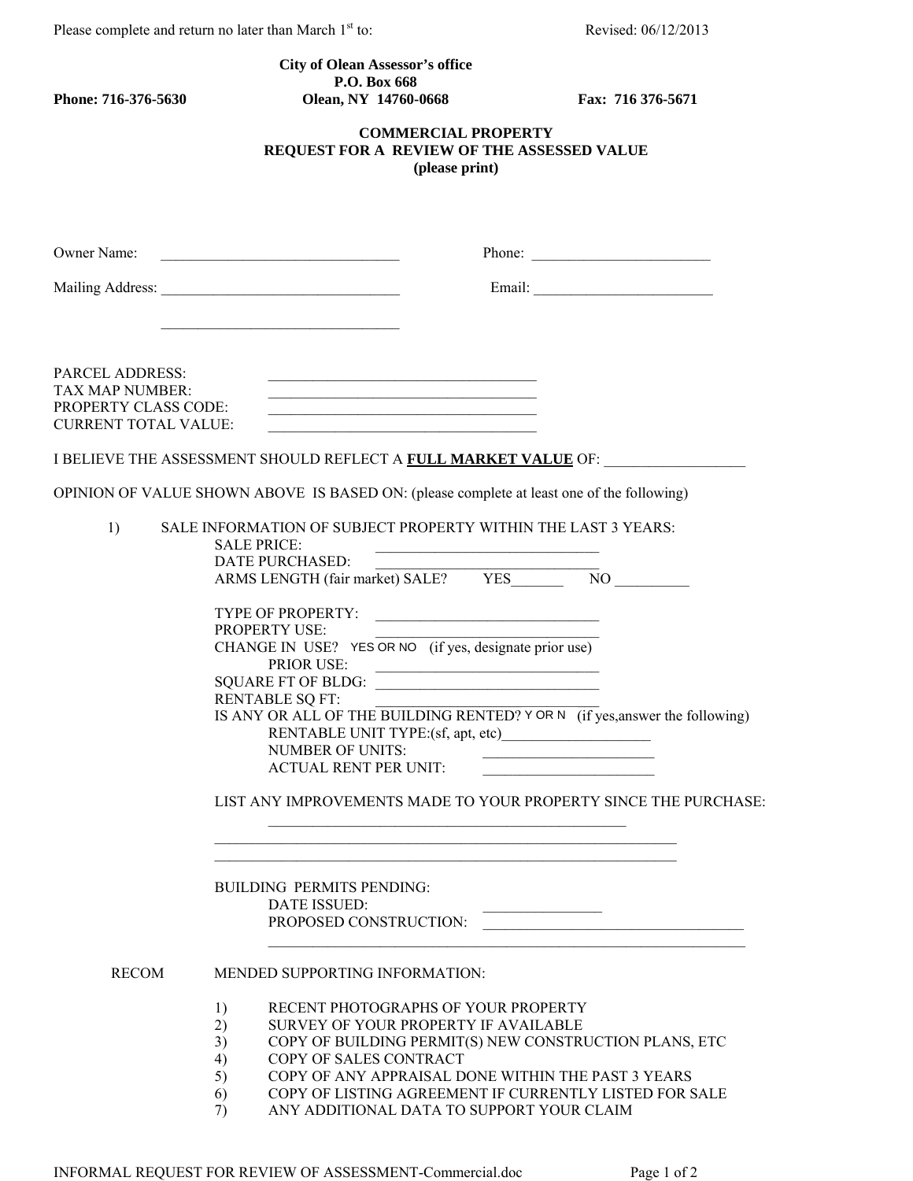Please complete and return no later than March 1st to: Revised: 06/12/2013

**City of Olean Assessor's office**
**P.O. Box 668**
**Olean, NY 14760-0668**

**Phone: 716-376-5630** **Fax: 716 376-5671**

## COMMERCIAL PROPERTY
## REQUEST FOR A REVIEW OF THE ASSESSED VALUE
**(please print)**

Owner Name: ________________________________ Phone: ________________________

Mailing Address: ________________________________ Email: ________________________

________________________________

PARCEL ADDRESS: ____________________________________
TAX MAP NUMBER: ____________________________________
PROPERTY CLASS CODE: ____________________________________
CURRENT TOTAL VALUE: ____________________________________

I BELIEVE THE ASSESSMENT SHOULD REFLECT A **FULL MARKET VALUE** OF: __________________

OPINION OF VALUE SHOWN ABOVE IS BASED ON: (please complete at least one of the following)

1) SALE INFORMATION OF SUBJECT PROPERTY WITHIN THE LAST 3 YEARS:

SALE PRICE: ______________________________
DATE PURCHASED: ______________________________
ARMS LENGTH (fair market) SALE? YES_______ NO __________

TYPE OF PROPERTY: ______________________________
PROPERTY USE: ______________________________
CHANGE IN USE? YES OR NO (if yes, designate prior use)
PRIOR USE: ______________________________
SQUARE FT OF BLDG: ______________________________
RENTABLE SQ FT: ______________________________
IS ANY OR ALL OF THE BUILDING RENTED? Y OR N (if yes,answer the following)
RENTABLE UNIT TYPE:(sf, apt, etc)____________________
NUMBER OF UNITS: ______________________
ACTUAL RENT PER UNIT: ______________________

LIST ANY IMPROVEMENTS MADE TO YOUR PROPERTY SINCE THE PURCHASE:

__________________________________________________
______________________________________________________________
______________________________________________________________

BUILDING PERMITS PENDING:
DATE ISSUED: ________________
PROPOSED CONSTRUCTION: ___________________________________
______________________________________________________________

RECOMMENDED SUPPORTING INFORMATION:

1) RECENT PHOTOGRAPHS OF YOUR PROPERTY
2) SURVEY OF YOUR PROPERTY IF AVAILABLE
3) COPY OF BUILDING PERMIT(S) NEW CONSTRUCTION PLANS, ETC
4) COPY OF SALES CONTRACT
5) COPY OF ANY APPRAISAL DONE WITHIN THE PAST 3 YEARS
6) COPY OF LISTING AGREEMENT IF CURRENTLY LISTED FOR SALE
7) ANY ADDITIONAL DATA TO SUPPORT YOUR CLAIM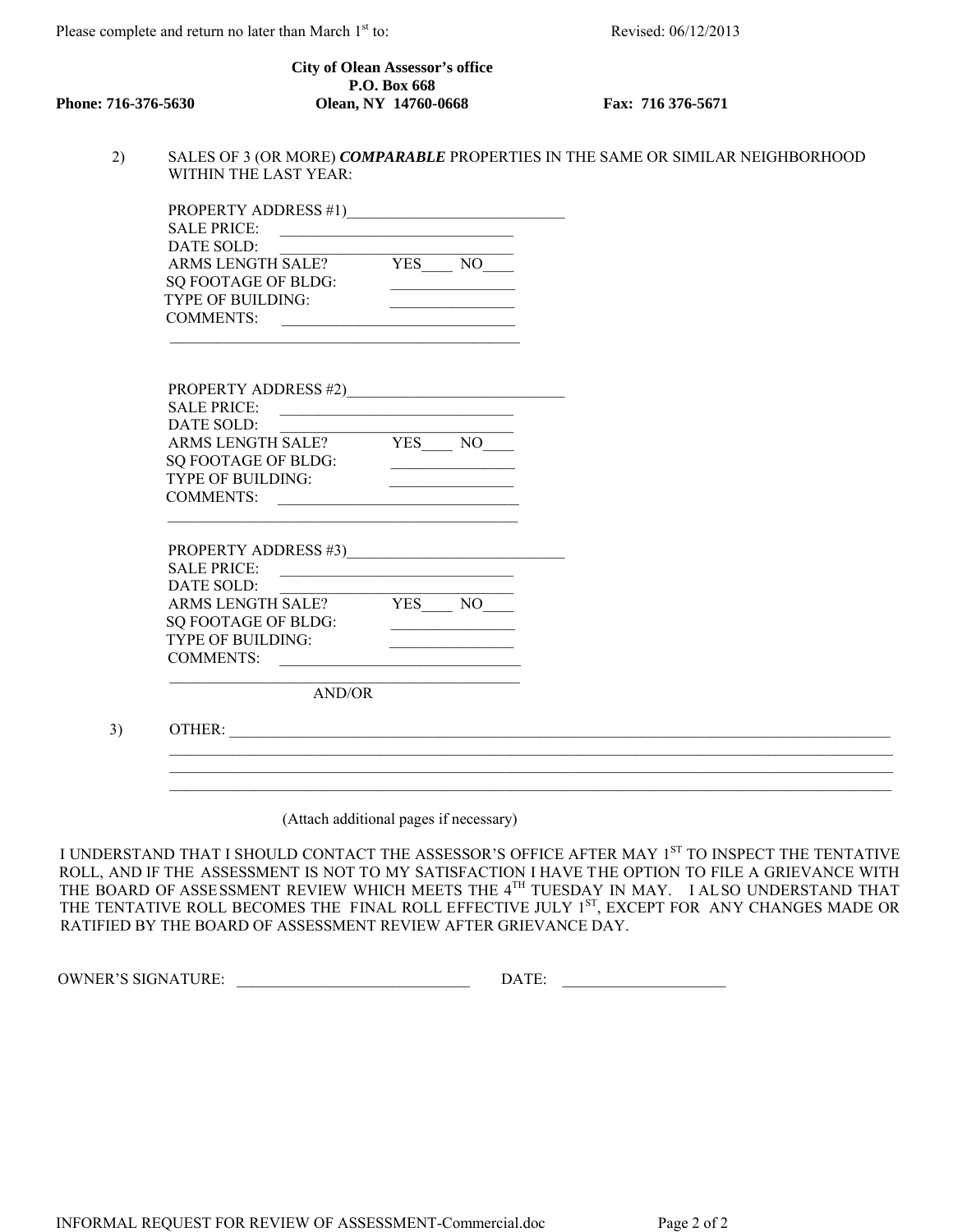Please complete and return no later than March 1st to: Revised: 06/12/2013

**City of Olean Assessor's office**
**P.O. Box 668**
**Olean, NY 14760-0668**

**Phone: 716-376-5630** **Fax: 716 376-5671**

2) SALES OF 3 (OR MORE) ***COMPARABLE*** PROPERTIES IN THE SAME OR SIMILAR NEIGHBORHOOD WITHIN THE LAST YEAR:

PROPERTY ADDRESS #1)____________________________
SALE PRICE: ______________________________
DATE SOLD: ______________________________
ARMS LENGTH SALE? YES____ NO____
SQ FOOTAGE OF BLDG: ________________
TYPE OF BUILDING: ________________
COMMENTS: ______________________________
_____________________________________________

PROPERTY ADDRESS #2)____________________________
SALE PRICE: ______________________________
DATE SOLD: ______________________________
ARMS LENGTH SALE? YES____ NO____
SQ FOOTAGE OF BLDG: ________________
TYPE OF BUILDING: ________________
COMMENTS: ______________________________
_____________________________________________

PROPERTY ADDRESS #3)____________________________
SALE PRICE: ______________________________
DATE SOLD: ______________________________
ARMS LENGTH SALE? YES____ NO____
SQ FOOTAGE OF BLDG: ________________
TYPE OF BUILDING: ________________
COMMENTS: ______________________________
_____________________________________________

AND/OR

3) OTHER: ________________________________________________________________________________________
____________________________________________________________________________________________
____________________________________________________________________________________________
____________________________________________________________________________________________

(Attach additional pages if necessary)

I UNDERSTAND THAT I SHOULD CONTACT THE ASSESSOR'S OFFICE AFTER MAY 1ST TO INSPECT THE TENTATIVE ROLL, AND IF THE ASSESSMENT IS NOT TO MY SATISFACTION I HAVE THE OPTION TO FILE A GRIEVANCE WITH THE BOARD OF ASSESSMENT REVIEW WHICH MEETS THE 4TH TUESDAY IN MAY. I ALSO UNDERSTAND THAT THE TENTATIVE ROLL BECOMES THE FINAL ROLL EFFECTIVE JULY 1ST, EXCEPT FOR ANY CHANGES MADE OR RATIFIED BY THE BOARD OF ASSESSMENT REVIEW AFTER GRIEVANCE DAY.

OWNER'S SIGNATURE: ______________________________ DATE: _____________________

INFORMAL REQUEST FOR REVIEW OF ASSESSMENT-Commercial.doc